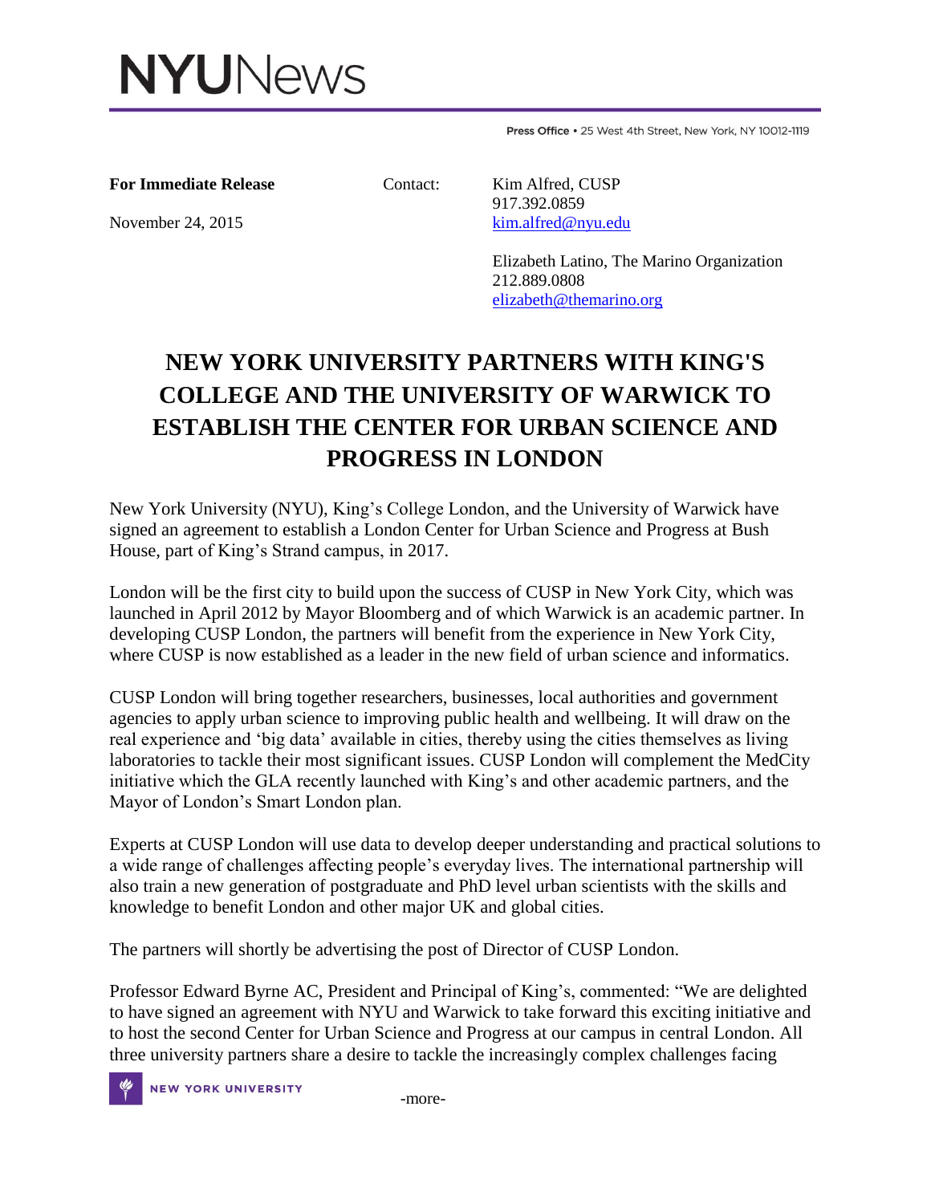NYUNews

Press Office • 25 West 4th Street, New York, NY 10012-1119

**For Immediate Release**

November 24, 2015

Contact:

Kim Alfred, CUSP
917.392.0859
kim.alfred@nyu.edu

Elizabeth Latino, The Marino Organization
212.889.0808
elizabeth@themarino.org

# NEW YORK UNIVERSITY PARTNERS WITH KING'S COLLEGE AND THE UNIVERSITY OF WARWICK TO ESTABLISH THE CENTER FOR URBAN SCIENCE AND PROGRESS IN LONDON

New York University (NYU), King's College London, and the University of Warwick have signed an agreement to establish a London Center for Urban Science and Progress at Bush House, part of King's Strand campus, in 2017.

London will be the first city to build upon the success of CUSP in New York City, which was launched in April 2012 by Mayor Bloomberg and of which Warwick is an academic partner. In developing CUSP London, the partners will benefit from the experience in New York City, where CUSP is now established as a leader in the new field of urban science and informatics.

CUSP London will bring together researchers, businesses, local authorities and government agencies to apply urban science to improving public health and wellbeing. It will draw on the real experience and 'big data' available in cities, thereby using the cities themselves as living laboratories to tackle their most significant issues. CUSP London will complement the MedCity initiative which the GLA recently launched with King's and other academic partners, and the Mayor of London's Smart London plan.

Experts at CUSP London will use data to develop deeper understanding and practical solutions to a wide range of challenges affecting people's everyday lives. The international partnership will also train a new generation of postgraduate and PhD level urban scientists with the skills and knowledge to benefit London and other major UK and global cities.

The partners will shortly be advertising the post of Director of CUSP London.

Professor Edward Byrne AC, President and Principal of King's, commented: "We are delighted to have signed an agreement with NYU and Warwick to take forward this exciting initiative and to host the second Center for Urban Science and Progress at our campus in central London. All three university partners share a desire to tackle the increasingly complex challenges facing

-more-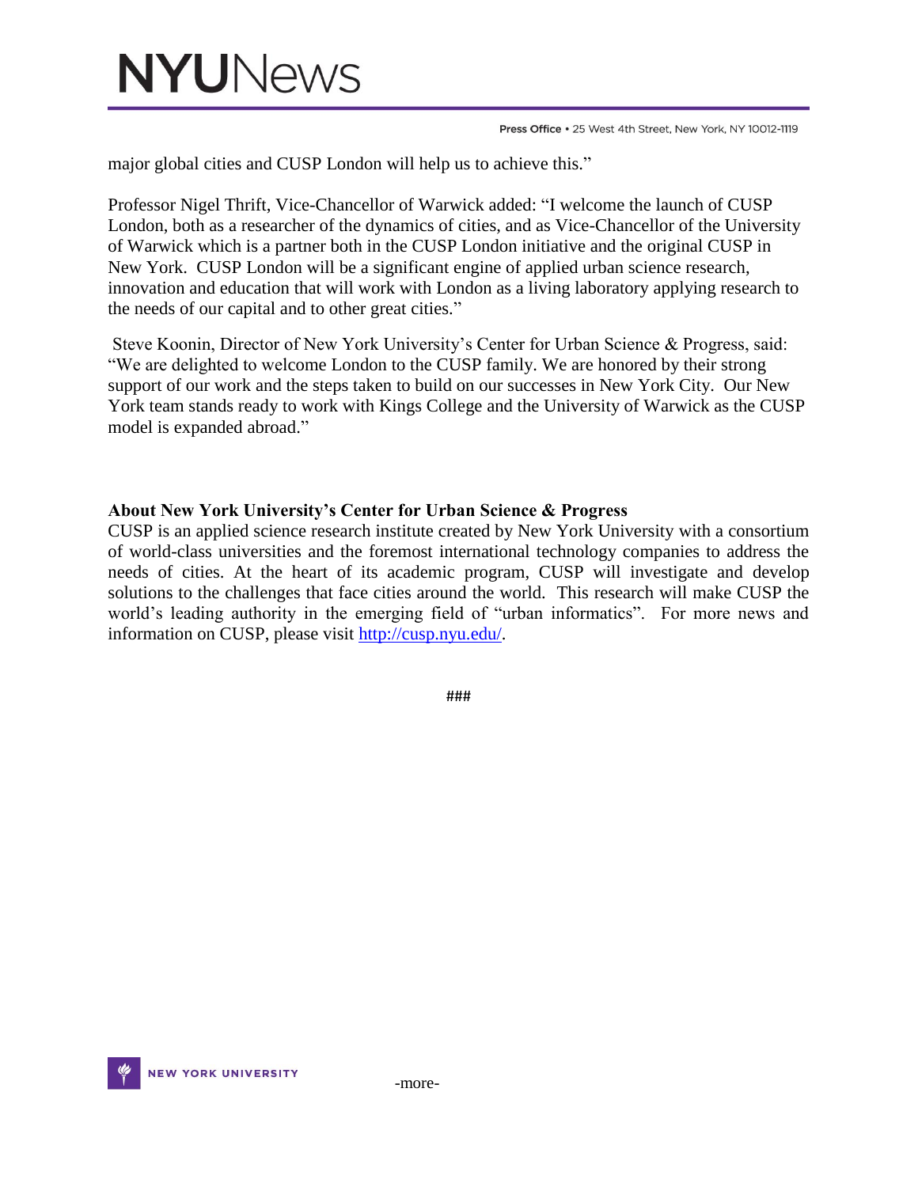major global cities and CUSP London will help us to achieve this."

Professor Nigel Thrift, Vice-Chancellor of Warwick added: "I welcome the launch of CUSP London, both as a researcher of the dynamics of cities, and as Vice-Chancellor of the University of Warwick which is a partner both in the CUSP London initiative and the original CUSP in New York. CUSP London will be a significant engine of applied urban science research, innovation and education that will work with London as a living laboratory applying research to the needs of our capital and to other great cities."

Steve Koonin, Director of New York University's Center for Urban Science & Progress, said: "We are delighted to welcome London to the CUSP family. We are honored by their strong support of our work and the steps taken to build on our successes in New York City. Our New York team stands ready to work with Kings College and the University of Warwick as the CUSP model is expanded abroad."

**About New York University's Center for Urban Science & Progress**

CUSP is an applied science research institute created by New York University with a consortium of world-class universities and the foremost international technology companies to address the needs of cities. At the heart of its academic program, CUSP will investigate and develop solutions to the challenges that face cities around the world. This research will make CUSP the world's leading authority in the emerging field of "urban informatics". For more news and information on CUSP, please visit http://cusp.nyu.edu/.

###

-more-